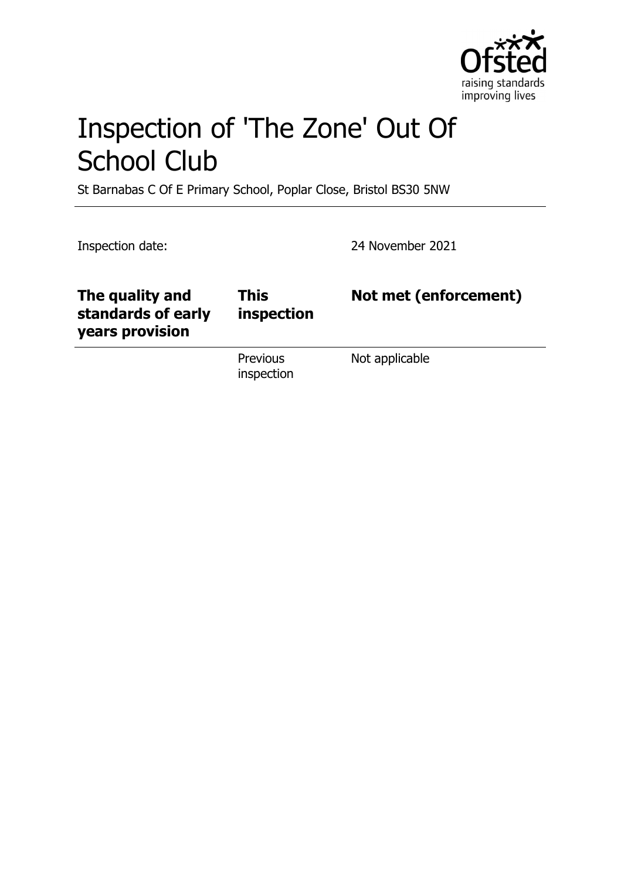# Inspection of 'The Zone' Out Of School Club

St Barnabas C Of E Primary School, Poplar Close, Bristol BS30 5NW

Inspection date: 24 November 2021

| The quality and standards of early years provision | This inspection | Not met (enforcement) |
| --- | --- | --- |
| | Previous inspection | Not applicable |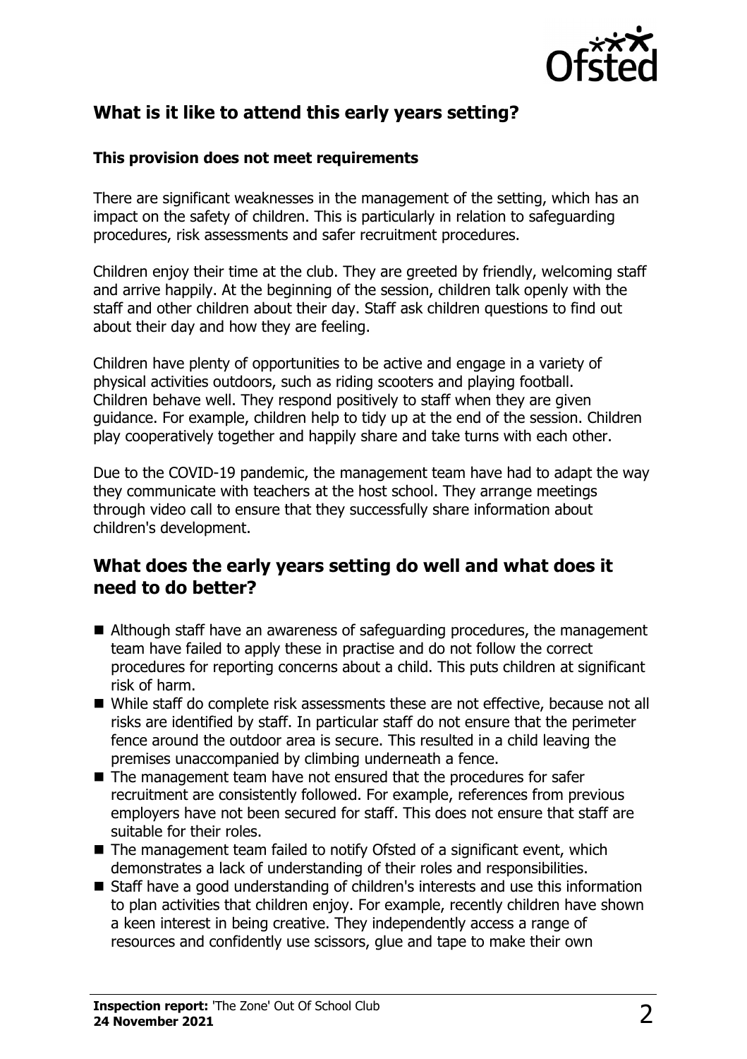## What is it like to attend this early years setting?

### This provision does not meet requirements

There are significant weaknesses in the management of the setting, which has an impact on the safety of children. This is particularly in relation to safeguarding procedures, risk assessments and safer recruitment procedures.

Children enjoy their time at the club. They are greeted by friendly, welcoming staff and arrive happily. At the beginning of the session, children talk openly with the staff and other children about their day. Staff ask children questions to find out about their day and how they are feeling.

Children have plenty of opportunities to be active and engage in a variety of physical activities outdoors, such as riding scooters and playing football. Children behave well. They respond positively to staff when they are given guidance. For example, children help to tidy up at the end of the session. Children play cooperatively together and happily share and take turns with each other.

Due to the COVID-19 pandemic, the management team have had to adapt the way they communicate with teachers at the host school. They arrange meetings through video call to ensure that they successfully share information about children's development.

## What does the early years setting do well and what does it need to do better?

- Although staff have an awareness of safeguarding procedures, the management team have failed to apply these in practise and do not follow the correct procedures for reporting concerns about a child. This puts children at significant risk of harm.
- While staff do complete risk assessments these are not effective, because not all risks are identified by staff. In particular staff do not ensure that the perimeter fence around the outdoor area is secure. This resulted in a child leaving the premises unaccompanied by climbing underneath a fence.
- The management team have not ensured that the procedures for safer recruitment are consistently followed. For example, references from previous employers have not been secured for staff. This does not ensure that staff are suitable for their roles.
- The management team failed to notify Ofsted of a significant event, which demonstrates a lack of understanding of their roles and responsibilities.
- Staff have a good understanding of children's interests and use this information to plan activities that children enjoy. For example, recently children have shown a keen interest in being creative. They independently access a range of resources and confidently use scissors, glue and tape to make their own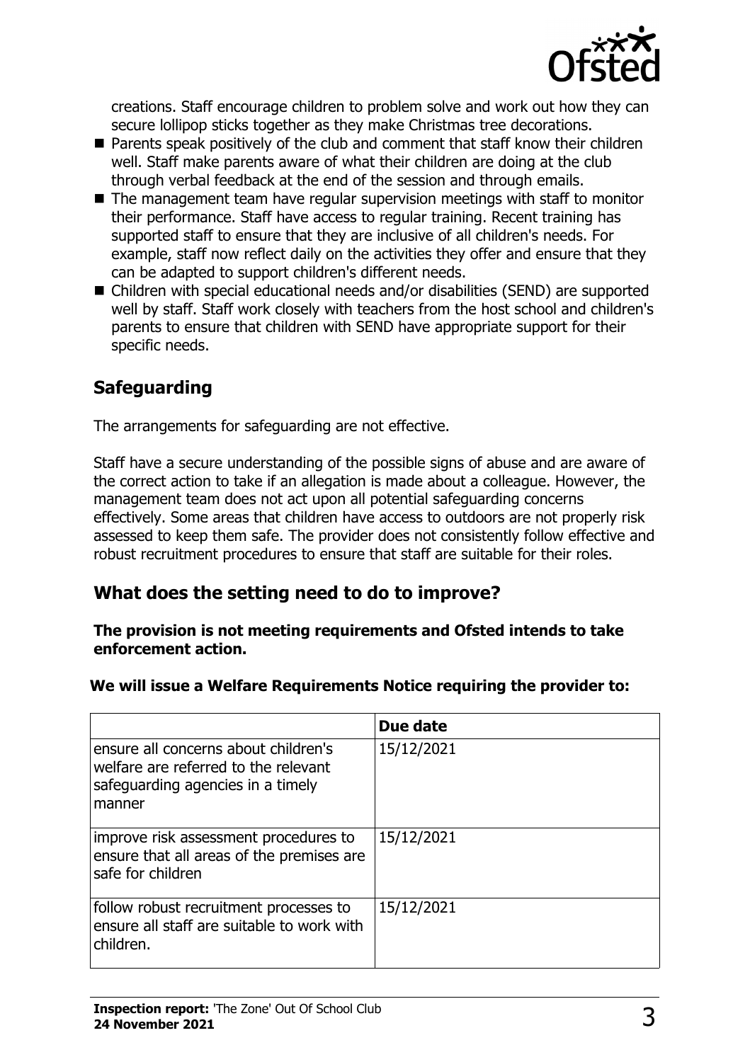creations. Staff encourage children to problem solve and work out how they can secure lollipop sticks together as they make Christmas tree decorations.

- Parents speak positively of the club and comment that staff know their children well. Staff make parents aware of what their children are doing at the club through verbal feedback at the end of the session and through emails.
- The management team have regular supervision meetings with staff to monitor their performance. Staff have access to regular training. Recent training has supported staff to ensure that they are inclusive of all children's needs. For example, staff now reflect daily on the activities they offer and ensure that they can be adapted to support children's different needs.
- Children with special educational needs and/or disabilities (SEND) are supported well by staff. Staff work closely with teachers from the host school and children's parents to ensure that children with SEND have appropriate support for their specific needs.

## Safeguarding

The arrangements for safeguarding are not effective.

Staff have a secure understanding of the possible signs of abuse and are aware of the correct action to take if an allegation is made about a colleague. However, the management team does not act upon all potential safeguarding concerns effectively. Some areas that children have access to outdoors are not properly risk assessed to keep them safe. The provider does not consistently follow effective and robust recruitment procedures to ensure that staff are suitable for their roles.

## What does the setting need to do to improve?

**The provision is not meeting requirements and Ofsted intends to take enforcement action.**

**We will issue a Welfare Requirements Notice requiring the provider to:**

| | Due date |
|---|---|
| ensure all concerns about children's welfare are referred to the relevant safeguarding agencies in a timely manner | 15/12/2021 |
| improve risk assessment procedures to ensure that all areas of the premises are safe for children | 15/12/2021 |
| follow robust recruitment processes to ensure all staff are suitable to work with children. | 15/12/2021 |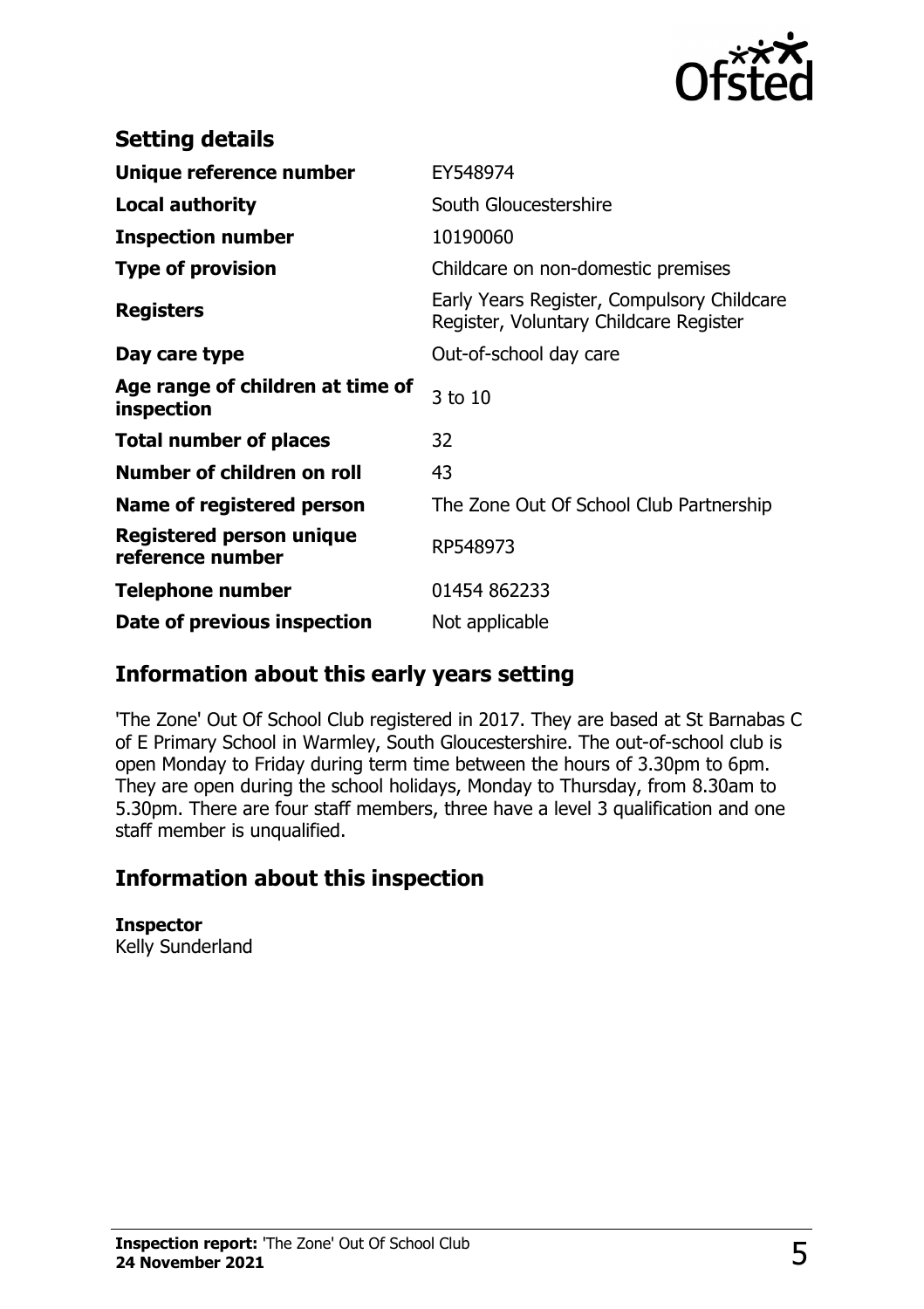## Setting details

| | |
|---|---|
| **Unique reference number** | EY548974 |
| **Local authority** | South Gloucestershire |
| **Inspection number** | 10190060 |
| **Type of provision** | Childcare on non-domestic premises |
| **Registers** | Early Years Register, Compulsory Childcare Register, Voluntary Childcare Register |
| **Day care type** | Out-of-school day care |
| **Age range of children at time of inspection** | 3 to 10 |
| **Total number of places** | 32 |
| **Number of children on roll** | 43 |
| **Name of registered person** | The Zone Out Of School Club Partnership |
| **Registered person unique reference number** | RP548973 |
| **Telephone number** | 01454 862233 |
| **Date of previous inspection** | Not applicable |

## Information about this early years setting

'The Zone' Out Of School Club registered in 2017. They are based at St Barnabas C of E Primary School in Warmley, South Gloucestershire. The out-of-school club is open Monday to Friday during term time between the hours of 3.30pm to 6pm. They are open during the school holidays, Monday to Thursday, from 8.30am to 5.30pm. There are four staff members, three have a level 3 qualification and one staff member is unqualified.

## Information about this inspection

**Inspector**
Kelly Sunderland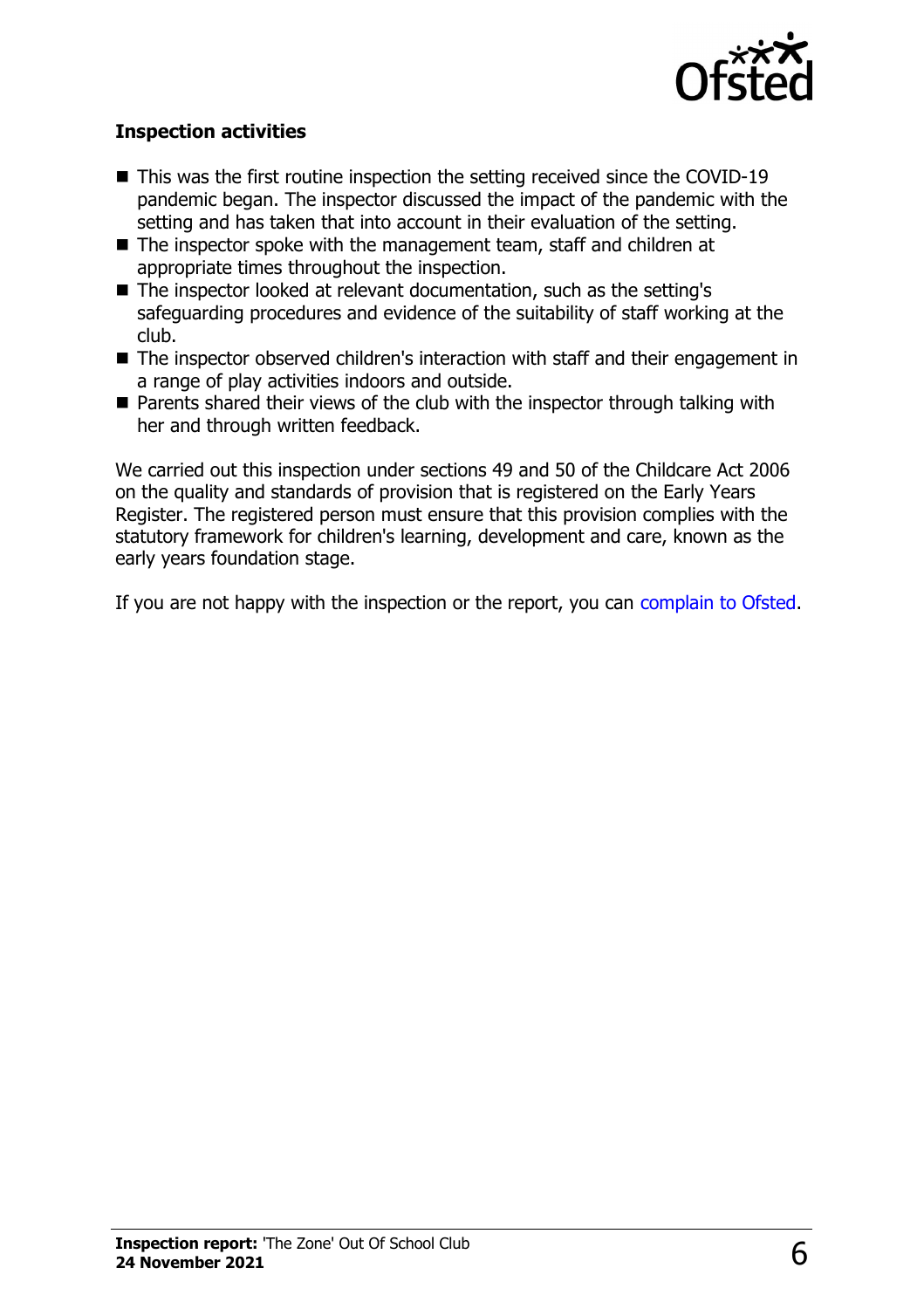**Inspection activities**

- This was the first routine inspection the setting received since the COVID-19 pandemic began. The inspector discussed the impact of the pandemic with the setting and has taken that into account in their evaluation of the setting.
- The inspector spoke with the management team, staff and children at appropriate times throughout the inspection.
- The inspector looked at relevant documentation, such as the setting's safeguarding procedures and evidence of the suitability of staff working at the club.
- The inspector observed children's interaction with staff and their engagement in a range of play activities indoors and outside.
- Parents shared their views of the club with the inspector through talking with her and through written feedback.

We carried out this inspection under sections 49 and 50 of the Childcare Act 2006 on the quality and standards of provision that is registered on the Early Years Register. The registered person must ensure that this provision complies with the statutory framework for children's learning, development and care, known as the early years foundation stage.

If you are not happy with the inspection or the report, you can complain to Ofsted.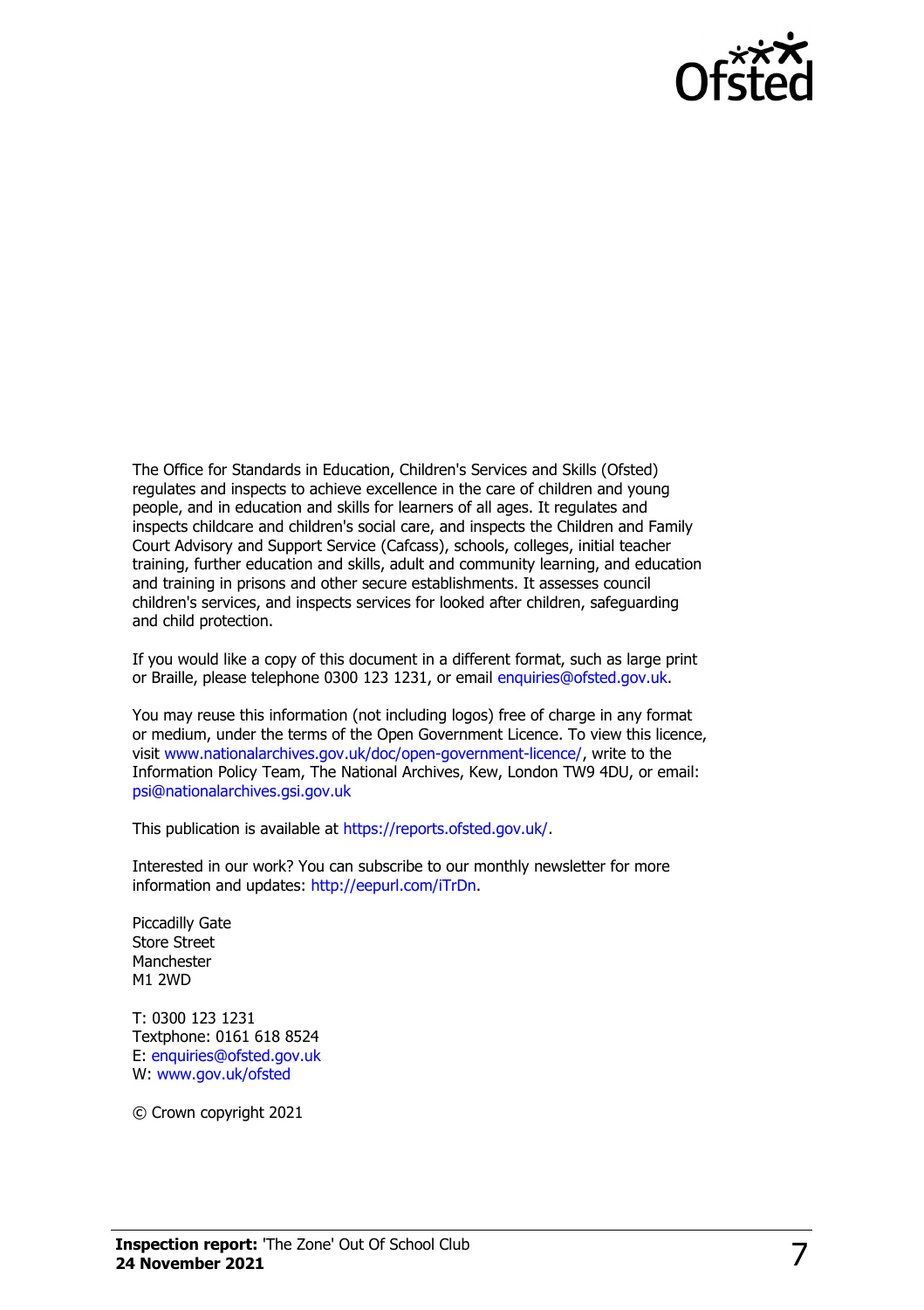The Office for Standards in Education, Children's Services and Skills (Ofsted) regulates and inspects to achieve excellence in the care of children and young people, and in education and skills for learners of all ages. It regulates and inspects childcare and children's social care, and inspects the Children and Family Court Advisory and Support Service (Cafcass), schools, colleges, initial teacher training, further education and skills, adult and community learning, and education and training in prisons and other secure establishments. It assesses council children's services, and inspects services for looked after children, safeguarding and child protection.

If you would like a copy of this document in a different format, such as large print or Braille, please telephone 0300 123 1231, or email enquiries@ofsted.gov.uk.

You may reuse this information (not including logos) free of charge in any format or medium, under the terms of the Open Government Licence. To view this licence, visit www.nationalarchives.gov.uk/doc/open-government-licence/, write to the Information Policy Team, The National Archives, Kew, London TW9 4DU, or email: psi@nationalarchives.gsi.gov.uk

This publication is available at https://reports.ofsted.gov.uk/.

Interested in our work? You can subscribe to our monthly newsletter for more information and updates: http://eepurl.com/iTrDn.

Piccadilly Gate
Store Street
Manchester
M1 2WD

T: 0300 123 1231
Textphone: 0161 618 8524
E: enquiries@ofsted.gov.uk
W: www.gov.uk/ofsted

© Crown copyright 2021